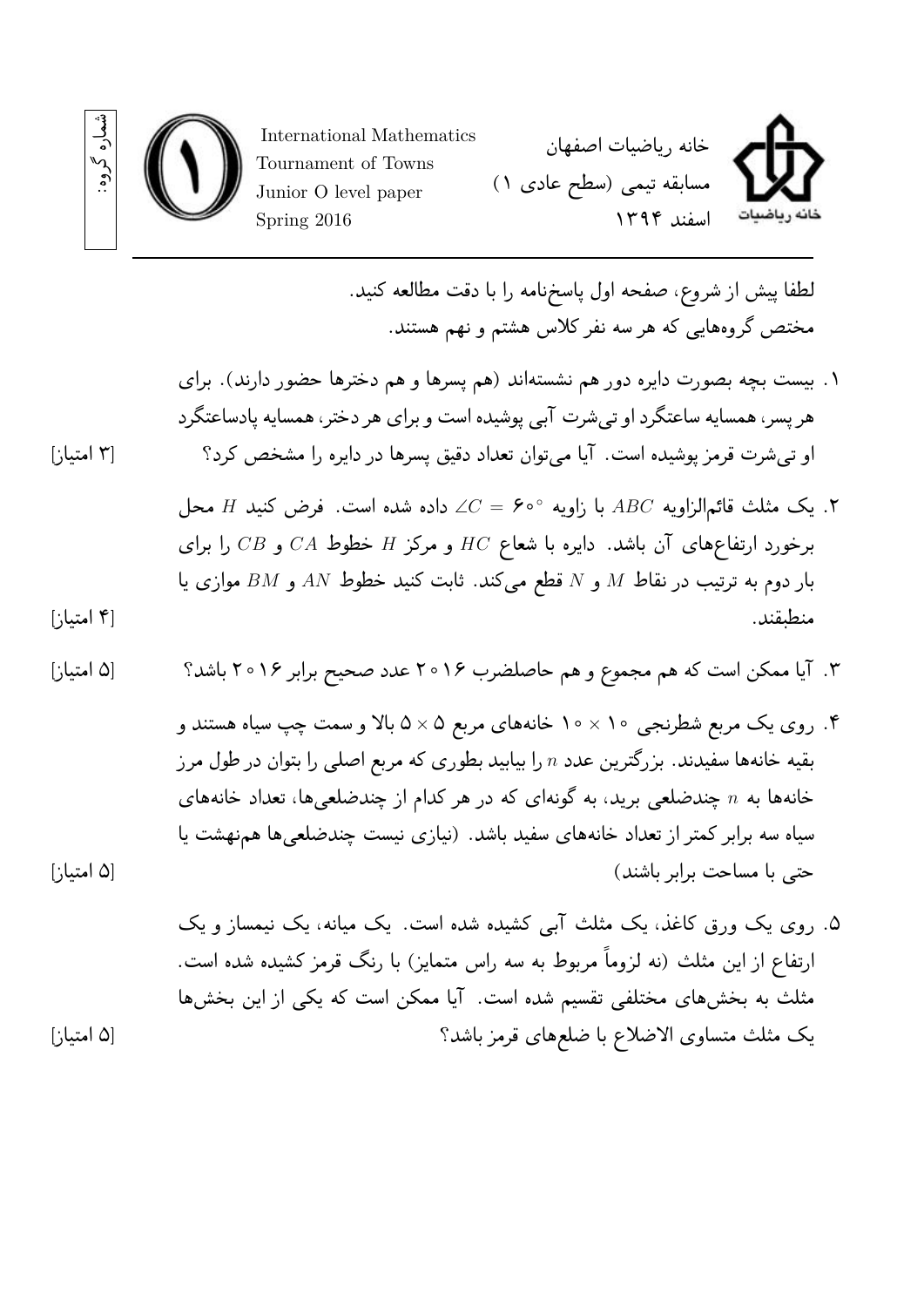شماره گروه:

International Mathematics
Tournament of Towns
Junior O level paper
Spring 2016

خانه ریاضیات اصفهان
مسابقه تیمی (سطح عادی ۱)
اسفند ۱۳۹۴

لطفا پیش از شروع، صفحه اول پاسخ‌نامه را با دقت مطالعه کنید.
مختص گروه‌هایی که هر سه نفر کلاس هشتم و نهم هستند.

۱. بیست بچه بصورت دایره دور هم نشسته‌اند (هم پسرها و هم دخترها حضور دارند). برای هر پسر، همسایه ساعتگرد او تی‌شرت آبی پوشیده است و برای هر دختر، همسایه پادساعتگرد او تی‌شرت قرمز پوشیده است. آیا می‌توان تعداد دقیق پسرها در دایره را مشخص کرد؟ [۳ امتیاز]

۲. یک مثلث قائم‌الزاویه $ABC$ با زاویه $\angle C = 60^\circ$ داده شده است. فرض کنید $H$ محل برخورد ارتفاع‌های آن باشد. دایره با شعاع $HC$ و مرکز $H$ خطوط $CA$ و $CB$ را برای بار دوم به ترتیب در نقاط $M$ و $N$ قطع می‌کند. ثابت کنید خطوط $AN$ و $BM$ موازی یا منطبقند. [۴ امتیاز]

۳. آیا ممکن است که هم مجموع و هم حاصلضرب ۲۰۱۶ عدد صحیح برابر ۲۰۱۶ باشد؟ [۵ امتیاز]

۴. روی یک مربع شطرنجی $10 \times 10$ خانه‌های مربع $5 \times 5$ بالا و سمت چپ سیاه هستند و بقیه خانه‌ها سفیدند. بزرگترین عدد $n$ را بیابید بطوری که مربع اصلی را بتوان در طول مرز خانه‌ها به $n$ چندضلعی برید، به گونه‌ای که در هر کدام از چندضلعی‌ها، تعداد خانه‌های سیاه سه برابر کمتر از تعداد خانه‌های سفید باشد. (نیازی نیست چندضلعی‌ها هم‌نهشت یا حتی با مساحت برابر باشند) [۵ امتیاز]

۵. روی یک ورق کاغذ، یک مثلث آبی کشیده شده است. یک میانه، یک نیمساز و یک ارتفاع از این مثلث (نه لزوماً مربوط به سه راس متمایز) با رنگ قرمز کشیده شده است. مثلث به بخش‌های مختلفی تقسیم شده است. آیا ممکن است که یکی از این بخش‌ها یک مثلث متساوی الاضلاع با ضلع‌های قرمز باشد؟ [۵ امتیاز]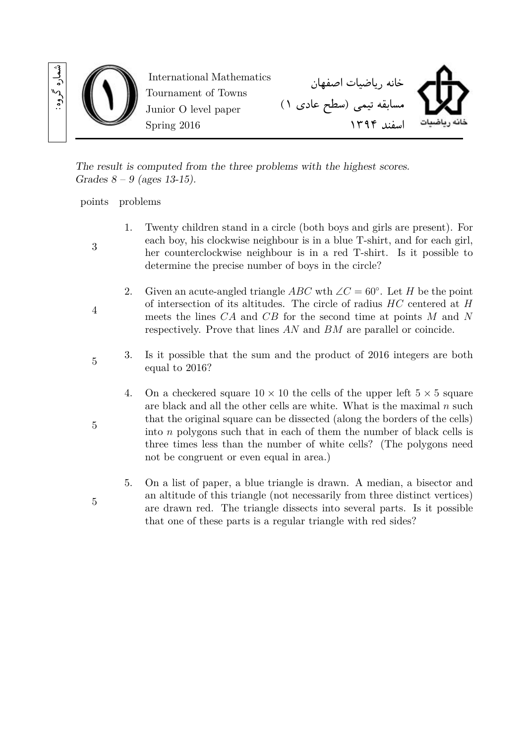شماره گروه:

International Mathematics
Tournament of Towns
Junior O level paper
Spring 2016

خانه ریاضیات اصفهان
مسابقه تیمی (سطح عادی ۱)
اسفند ۱۳۹۴

خانه ریاضیات

*The result is computed from the three problems with the highest scores.*
*Grades 8 – 9 (ages 13-15).*

| points | problems |
|---|---|
| 3 | 1. Twenty children stand in a circle (both boys and girls are present). For each boy, his clockwise neighbour is in a blue T-shirt, and for each girl, her counterclockwise neighbour is in a red T-shirt. Is it possible to determine the precise number of boys in the circle? |
| 4 | 2. Given an acute-angled triangle $ABC$ wth $\angle C = 60^\circ$. Let $H$ be the point of intersection of its altitudes. The circle of radius $HC$ centered at $H$ meets the lines $CA$ and $CB$ for the second time at points $M$ and $N$ respectively. Prove that lines $AN$ and $BM$ are parallel or coincide. |
| 5 | 3. Is it possible that the sum and the product of 2016 integers are both equal to 2016? |
| 5 | 4. On a checkered square $10 \times 10$ the cells of the upper left $5 \times 5$ square are black and all the other cells are white. What is the maximal $n$ such that the original square can be dissected (along the borders of the cells) into $n$ polygons such that in each of them the number of black cells is three times less than the number of white cells? (The polygons need not be congruent or even equal in area.) |
| 5 | 5. On a list of paper, a blue triangle is drawn. A median, a bisector and an altitude of this triangle (not necessarily from three distinct vertices) are drawn red. The triangle dissects into several parts. Is it possible that one of these parts is a regular triangle with red sides? |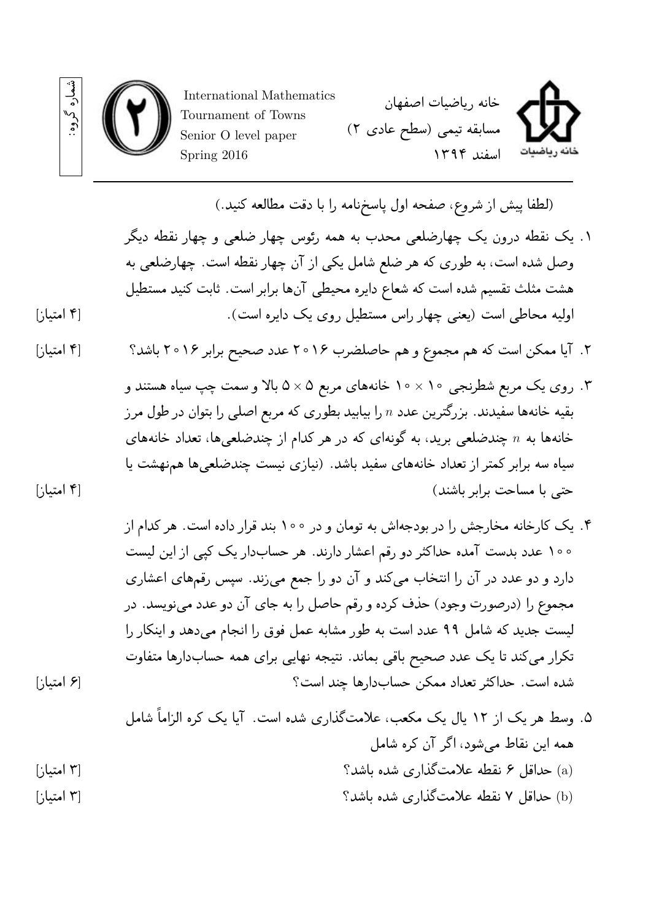شماره گروه:

International Mathematics
Tournament of Towns
Senior O level paper
Spring 2016

خانه ریاضیات اصفهان
مسابقه تیمی (سطح عادی ۲)
اسفند ۱۳۹۴

(لطفا پیش از شروع، صفحه اول پاسخ‌نامه را با دقت مطالعه کنید.)

۱. یک نقطه درون یک چهارضلعی محدب به همه رئوس چهار ضلعی و چهار نقطه دیگر وصل شده است، به طوری که هر ضلع شامل یکی از آن چهار نقطه است. چهارضلعی به هشت مثلث تقسیم شده است که شعاع دایره محیطی آن‌ها برابر است. ثابت کنید مستطیل اولیه محاطی است (یعنی چهار راس مستطیل روی یک دایره است). [۴ امتیاز]

۲. آیا ممکن است که هم مجموع و هم حاصلضرب ۲۰۱۶ عدد صحیح برابر ۲۰۱۶ باشد؟ [۴ امتیاز]

۳. روی یک مربع شطرنجی $10 \times 10$ خانه‌های مربع $5 \times 5$ بالا و سمت چپ سیاه هستند و بقیه خانه‌ها سفیدند. بزرگترین عدد $n$ را بیابید بطوری که مربع اصلی را بتوان در طول مرز خانه‌ها به $n$ چندضلعی برید، به گونه‌ای که در هر کدام از چندضلعی‌ها، تعداد خانه‌های سیاه سه برابر کمتر از تعداد خانه‌های سفید باشد. (نیازی نیست چندضلعی‌ها هم‌نهشت یا حتی با مساحت برابر باشند) [۴ امتیاز]

۴. یک کارخانه مخارجش را در بودجه‌اش به تومان و در ۱۰۰ بند قرار داده است. هر کدام از ۱۰۰ عدد بدست آمده حداکثر دو رقم اعشار دارند. هر حساب‌دار یک کپی از این لیست دارد و دو عدد در آن را انتخاب می‌کند و آن دو را جمع می‌زند. سپس رقم‌های اعشاری مجموع را (درصورت وجود) حذف کرده و رقم حاصل را به جای آن دو عدد می‌نویسد. در لیست جدید که شامل ۹۹ عدد است به طور مشابه عمل فوق را انجام می‌دهد و اینکار را تکرار می‌کند تا یک عدد صحیح باقی بماند. نتیجه نهایی برای همه حساب‌دارها متفاوت شده است. حداکثر تعداد ممکن حساب‌دارها چند است؟ [۶ امتیاز]

۵. وسط هر یک از ۱۲ یال یک مکعب، علامت‌گذاری شده است. آیا یک کره الزاماً شامل همه این نقاط می‌شود، اگر آن کره شامل

(a) حداقل ۶ نقطه علامت‌گذاری شده باشد؟ [۳ امتیاز]

(b) حداقل ۷ نقطه علامت‌گذاری شده باشد؟ [۳ امتیاز]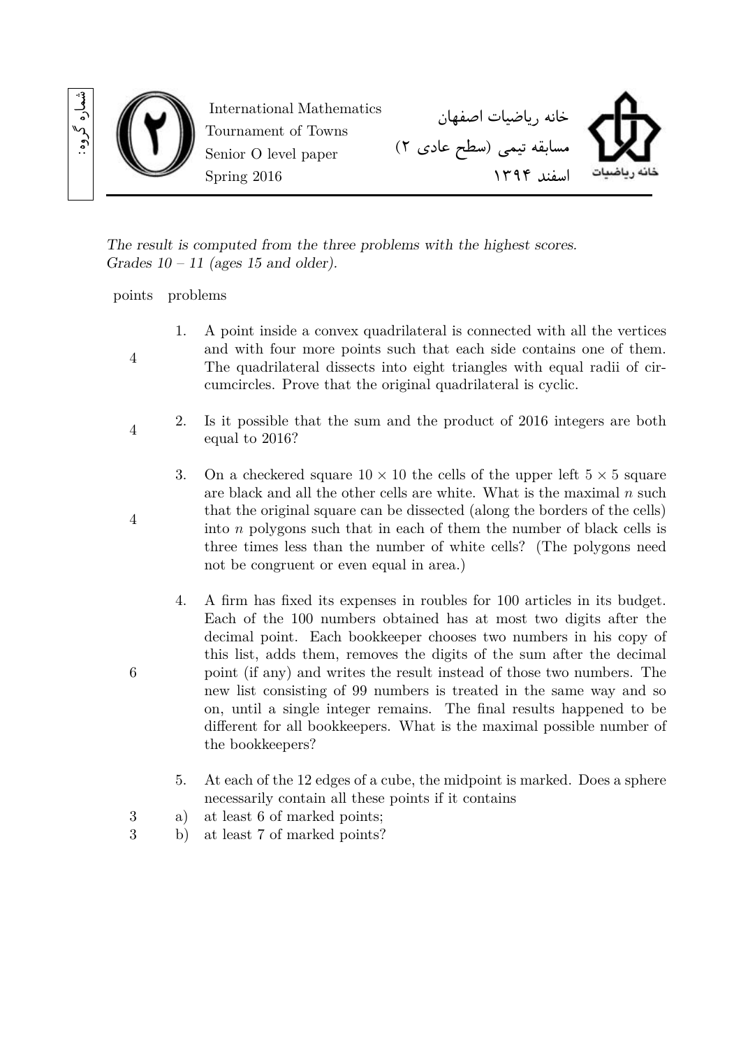شماره گروه:

International Mathematics
Tournament of Towns
Senior O level paper
Spring 2016

خانه ریاضیات اصفهان
مسابقه تیمی (سطح عادی ۲)
اسفند ۱۳۹۴

*The result is computed from the three problems with the highest scores.*
*Grades 10 – 11 (ages 15 and older).*

| points | | problems |
|---|---|---|
| 4 | 1. | A point inside a convex quadrilateral is connected with all the vertices and with four more points such that each side contains one of them. The quadrilateral dissects into eight triangles with equal radii of circumcircles. Prove that the original quadrilateral is cyclic. |
| 4 | 2. | Is it possible that the sum and the product of 2016 integers are both equal to 2016? |
| 4 | 3. | On a checkered square $10 \times 10$ the cells of the upper left $5 \times 5$ square are black and all the other cells are white. What is the maximal $n$ such that the original square can be dissected (along the borders of the cells) into $n$ polygons such that in each of them the number of black cells is three times less than the number of white cells? (The polygons need not be congruent or even equal in area.) |
| 6 | 4. | A firm has fixed its expenses in roubles for 100 articles in its budget. Each of the 100 numbers obtained has at most two digits after the decimal point. Each bookkeeper chooses two numbers in his copy of this list, adds them, removes the digits of the sum after the decimal point (if any) and writes the result instead of those two numbers. The new list consisting of 99 numbers is treated in the same way and so on, until a single integer remains. The final results happened to be different for all bookkeepers. What is the maximal possible number of the bookkeepers? |
| | 5. | At each of the 12 edges of a cube, the midpoint is marked. Does a sphere necessarily contain all these points if it contains |
| 3 | a) | at least 6 of marked points; |
| 3 | b) | at least 7 of marked points? |